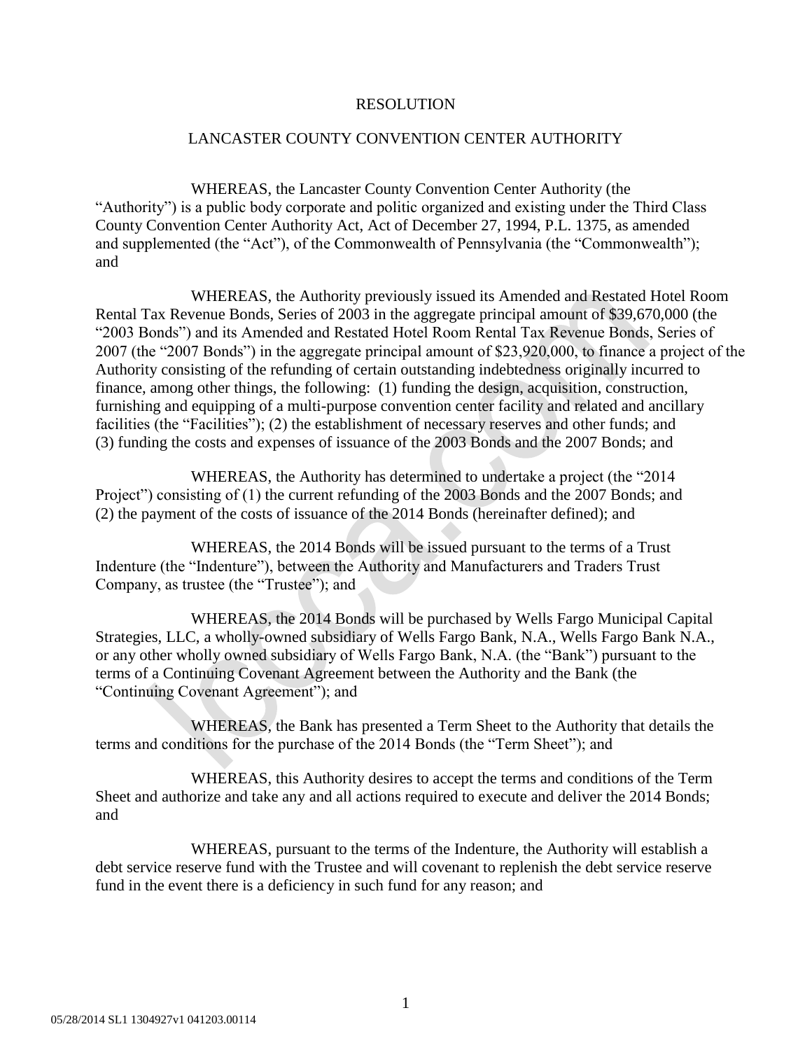# RESOLUTION

## LANCASTER COUNTY CONVENTION CENTER AUTHORITY

WHEREAS, the Lancaster County Convention Center Authority (the "Authority") is a public body corporate and politic organized and existing under the Third Class County Convention Center Authority Act, Act of December 27, 1994, P.L. 1375, as amended and supplemented (the "Act"), of the Commonwealth of Pennsylvania (the "Commonwealth"); and

WHEREAS, the Authority previously issued its Amended and Restated Hotel Room Rental Tax Revenue Bonds, Series of 2003 in the aggregate principal amount of $39,670,000 (the "2003 Bonds") and its Amended and Restated Hotel Room Rental Tax Revenue Bonds, Series of 2007 (the "2007 Bonds") in the aggregate principal amount of $23,920,000, to finance a project of the Authority consisting of the refunding of certain outstanding indebtedness originally incurred to finance, among other things, the following: (1) funding the design, acquisition, construction, furnishing and equipping of a multi-purpose convention center facility and related and ancillary facilities (the "Facilities"); (2) the establishment of necessary reserves and other funds; and (3) funding the costs and expenses of issuance of the 2003 Bonds and the 2007 Bonds; and

WHEREAS, the Authority has determined to undertake a project (the "2014 Project") consisting of (1) the current refunding of the 2003 Bonds and the 2007 Bonds; and (2) the payment of the costs of issuance of the 2014 Bonds (hereinafter defined); and

WHEREAS, the 2014 Bonds will be issued pursuant to the terms of a Trust Indenture (the "Indenture"), between the Authority and Manufacturers and Traders Trust Company, as trustee (the "Trustee"); and

WHEREAS, the 2014 Bonds will be purchased by Wells Fargo Municipal Capital Strategies, LLC, a wholly-owned subsidiary of Wells Fargo Bank, N.A., Wells Fargo Bank N.A., or any other wholly owned subsidiary of Wells Fargo Bank, N.A. (the "Bank") pursuant to the terms of a Continuing Covenant Agreement between the Authority and the Bank (the "Continuing Covenant Agreement"); and

WHEREAS, the Bank has presented a Term Sheet to the Authority that details the terms and conditions for the purchase of the 2014 Bonds (the "Term Sheet"); and

WHEREAS, this Authority desires to accept the terms and conditions of the Term Sheet and authorize and take any and all actions required to execute and deliver the 2014 Bonds; and

WHEREAS, pursuant to the terms of the Indenture, the Authority will establish a debt service reserve fund with the Trustee and will covenant to replenish the debt service reserve fund in the event there is a deficiency in such fund for any reason; and

05/28/2014 SL1 1304927v1 041203.00114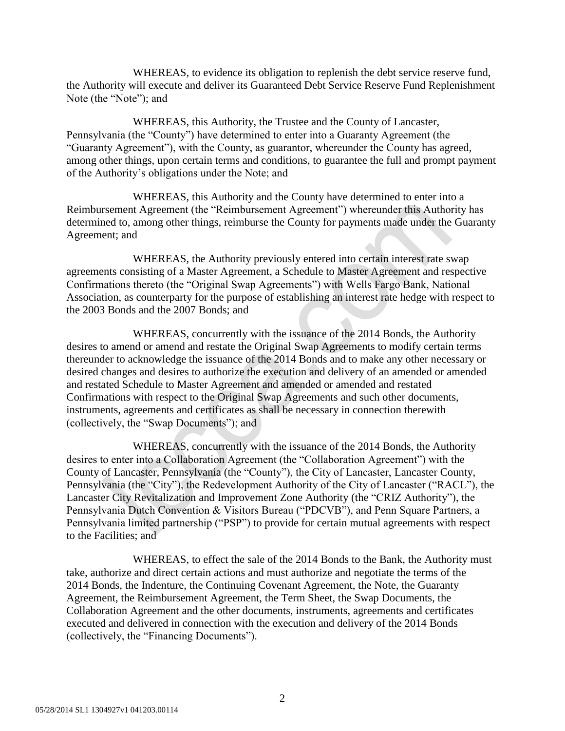WHEREAS, to evidence its obligation to replenish the debt service reserve fund, the Authority will execute and deliver its Guaranteed Debt Service Reserve Fund Replenishment Note (the "Note"); and

WHEREAS, this Authority, the Trustee and the County of Lancaster, Pennsylvania (the "County") have determined to enter into a Guaranty Agreement (the "Guaranty Agreement"), with the County, as guarantor, whereunder the County has agreed, among other things, upon certain terms and conditions, to guarantee the full and prompt payment of the Authority's obligations under the Note; and

WHEREAS, this Authority and the County have determined to enter into a Reimbursement Agreement (the "Reimbursement Agreement") whereunder this Authority has determined to, among other things, reimburse the County for payments made under the Guaranty Agreement; and

WHEREAS, the Authority previously entered into certain interest rate swap agreements consisting of a Master Agreement, a Schedule to Master Agreement and respective Confirmations thereto (the "Original Swap Agreements") with Wells Fargo Bank, National Association, as counterparty for the purpose of establishing an interest rate hedge with respect to the 2003 Bonds and the 2007 Bonds; and

WHEREAS, concurrently with the issuance of the 2014 Bonds, the Authority desires to amend or amend and restate the Original Swap Agreements to modify certain terms thereunder to acknowledge the issuance of the 2014 Bonds and to make any other necessary or desired changes and desires to authorize the execution and delivery of an amended or amended and restated Schedule to Master Agreement and amended or amended and restated Confirmations with respect to the Original Swap Agreements and such other documents, instruments, agreements and certificates as shall be necessary in connection therewith (collectively, the "Swap Documents"); and

WHEREAS, concurrently with the issuance of the 2014 Bonds, the Authority desires to enter into a Collaboration Agreement (the "Collaboration Agreement") with the County of Lancaster, Pennsylvania (the "County"), the City of Lancaster, Lancaster County, Pennsylvania (the "City"), the Redevelopment Authority of the City of Lancaster ("RACL"), the Lancaster City Revitalization and Improvement Zone Authority (the "CRIZ Authority"), the Pennsylvania Dutch Convention & Visitors Bureau ("PDCVB"), and Penn Square Partners, a Pennsylvania limited partnership ("PSP") to provide for certain mutual agreements with respect to the Facilities; and

WHEREAS, to effect the sale of the 2014 Bonds to the Bank, the Authority must take, authorize and direct certain actions and must authorize and negotiate the terms of the 2014 Bonds, the Indenture, the Continuing Covenant Agreement, the Note, the Guaranty Agreement, the Reimbursement Agreement, the Term Sheet, the Swap Documents, the Collaboration Agreement and the other documents, instruments, agreements and certificates executed and delivered in connection with the execution and delivery of the 2014 Bonds (collectively, the "Financing Documents").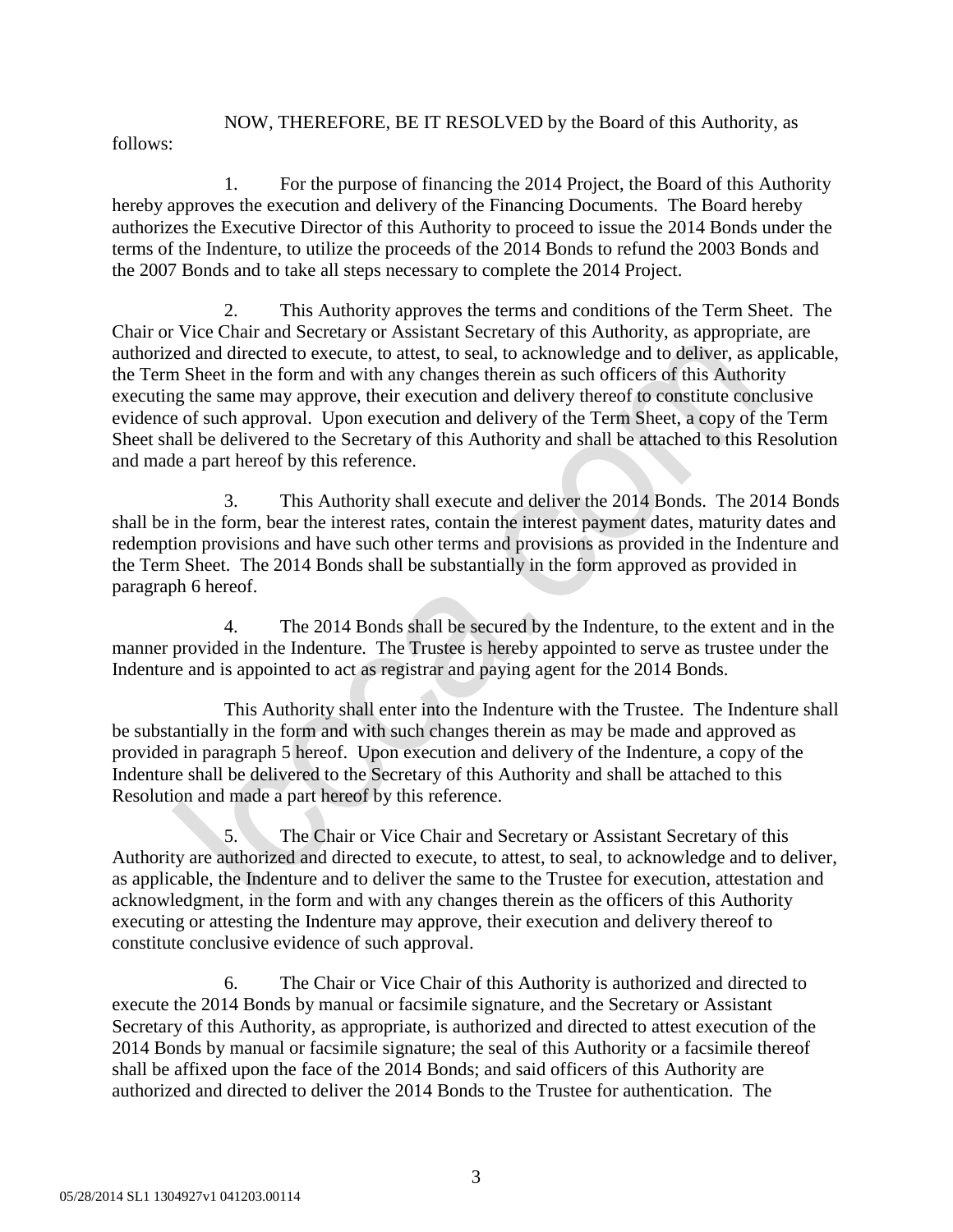NOW, THEREFORE, BE IT RESOLVED by the Board of this Authority, as follows:

1. For the purpose of financing the 2014 Project, the Board of this Authority hereby approves the execution and delivery of the Financing Documents. The Board hereby authorizes the Executive Director of this Authority to proceed to issue the 2014 Bonds under the terms of the Indenture, to utilize the proceeds of the 2014 Bonds to refund the 2003 Bonds and the 2007 Bonds and to take all steps necessary to complete the 2014 Project.

2. This Authority approves the terms and conditions of the Term Sheet. The Chair or Vice Chair and Secretary or Assistant Secretary of this Authority, as appropriate, are authorized and directed to execute, to attest, to seal, to acknowledge and to deliver, as applicable, the Term Sheet in the form and with any changes therein as such officers of this Authority executing the same may approve, their execution and delivery thereof to constitute conclusive evidence of such approval. Upon execution and delivery of the Term Sheet, a copy of the Term Sheet shall be delivered to the Secretary of this Authority and shall be attached to this Resolution and made a part hereof by this reference.

3. This Authority shall execute and deliver the 2014 Bonds. The 2014 Bonds shall be in the form, bear the interest rates, contain the interest payment dates, maturity dates and redemption provisions and have such other terms and provisions as provided in the Indenture and the Term Sheet. The 2014 Bonds shall be substantially in the form approved as provided in paragraph 6 hereof.

4. The 2014 Bonds shall be secured by the Indenture, to the extent and in the manner provided in the Indenture. The Trustee is hereby appointed to serve as trustee under the Indenture and is appointed to act as registrar and paying agent for the 2014 Bonds.

This Authority shall enter into the Indenture with the Trustee. The Indenture shall be substantially in the form and with such changes therein as may be made and approved as provided in paragraph 5 hereof. Upon execution and delivery of the Indenture, a copy of the Indenture shall be delivered to the Secretary of this Authority and shall be attached to this Resolution and made a part hereof by this reference.

5. The Chair or Vice Chair and Secretary or Assistant Secretary of this Authority are authorized and directed to execute, to attest, to seal, to acknowledge and to deliver, as applicable, the Indenture and to deliver the same to the Trustee for execution, attestation and acknowledgment, in the form and with any changes therein as the officers of this Authority executing or attesting the Indenture may approve, their execution and delivery thereof to constitute conclusive evidence of such approval.

6. The Chair or Vice Chair of this Authority is authorized and directed to execute the 2014 Bonds by manual or facsimile signature, and the Secretary or Assistant Secretary of this Authority, as appropriate, is authorized and directed to attest execution of the 2014 Bonds by manual or facsimile signature; the seal of this Authority or a facsimile thereof shall be affixed upon the face of the 2014 Bonds; and said officers of this Authority are authorized and directed to deliver the 2014 Bonds to the Trustee for authentication. The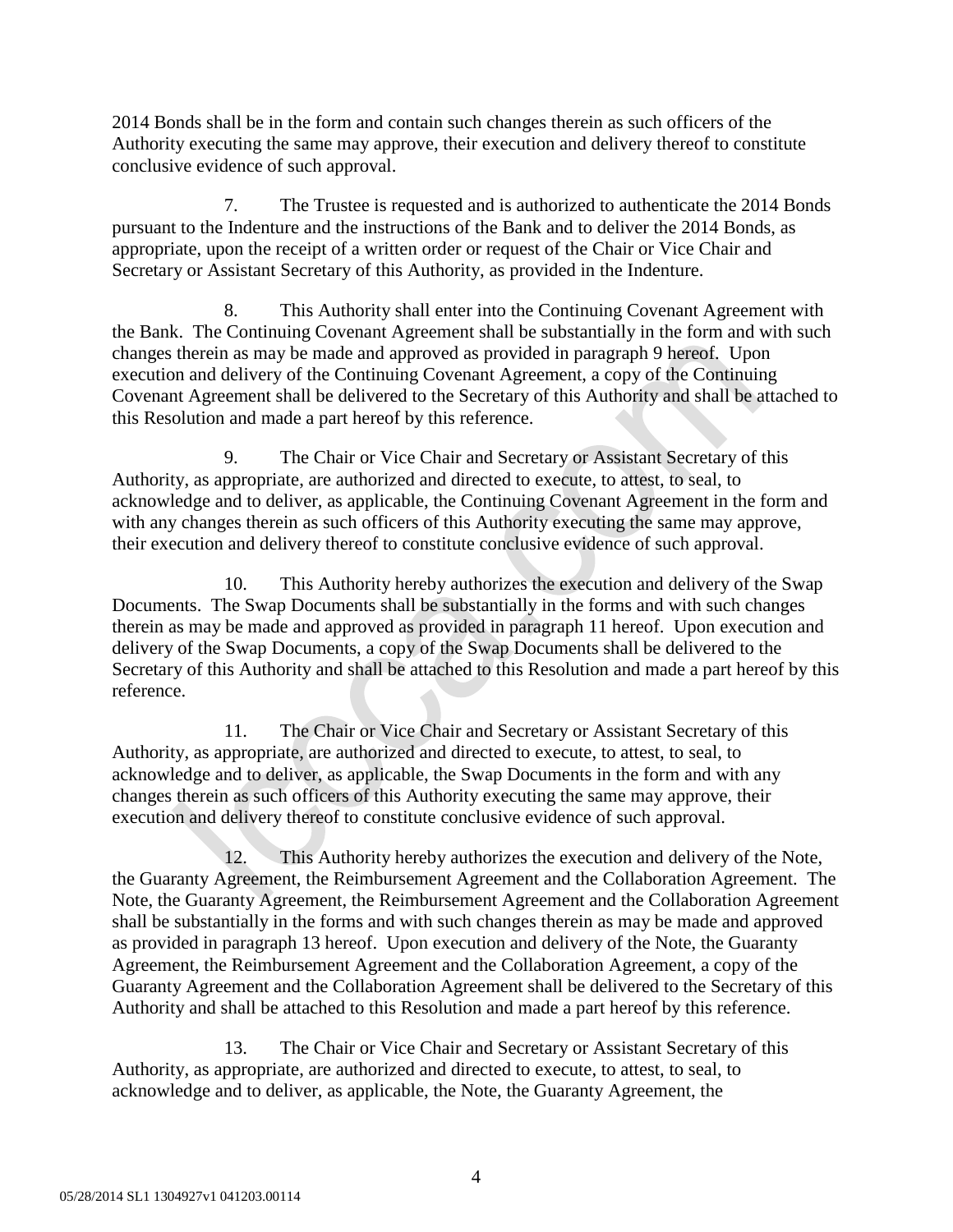2014 Bonds shall be in the form and contain such changes therein as such officers of the Authority executing the same may approve, their execution and delivery thereof to constitute conclusive evidence of such approval.

7. The Trustee is requested and is authorized to authenticate the 2014 Bonds pursuant to the Indenture and the instructions of the Bank and to deliver the 2014 Bonds, as appropriate, upon the receipt of a written order or request of the Chair or Vice Chair and Secretary or Assistant Secretary of this Authority, as provided in the Indenture.

8. This Authority shall enter into the Continuing Covenant Agreement with the Bank. The Continuing Covenant Agreement shall be substantially in the form and with such changes therein as may be made and approved as provided in paragraph 9 hereof. Upon execution and delivery of the Continuing Covenant Agreement, a copy of the Continuing Covenant Agreement shall be delivered to the Secretary of this Authority and shall be attached to this Resolution and made a part hereof by this reference.

9. The Chair or Vice Chair and Secretary or Assistant Secretary of this Authority, as appropriate, are authorized and directed to execute, to attest, to seal, to acknowledge and to deliver, as applicable, the Continuing Covenant Agreement in the form and with any changes therein as such officers of this Authority executing the same may approve, their execution and delivery thereof to constitute conclusive evidence of such approval.

10. This Authority hereby authorizes the execution and delivery of the Swap Documents. The Swap Documents shall be substantially in the forms and with such changes therein as may be made and approved as provided in paragraph 11 hereof. Upon execution and delivery of the Swap Documents, a copy of the Swap Documents shall be delivered to the Secretary of this Authority and shall be attached to this Resolution and made a part hereof by this reference.

11. The Chair or Vice Chair and Secretary or Assistant Secretary of this Authority, as appropriate, are authorized and directed to execute, to attest, to seal, to acknowledge and to deliver, as applicable, the Swap Documents in the form and with any changes therein as such officers of this Authority executing the same may approve, their execution and delivery thereof to constitute conclusive evidence of such approval.

12. This Authority hereby authorizes the execution and delivery of the Note, the Guaranty Agreement, the Reimbursement Agreement and the Collaboration Agreement. The Note, the Guaranty Agreement, the Reimbursement Agreement and the Collaboration Agreement shall be substantially in the forms and with such changes therein as may be made and approved as provided in paragraph 13 hereof. Upon execution and delivery of the Note, the Guaranty Agreement, the Reimbursement Agreement and the Collaboration Agreement, a copy of the Guaranty Agreement and the Collaboration Agreement shall be delivered to the Secretary of this Authority and shall be attached to this Resolution and made a part hereof by this reference.

13. The Chair or Vice Chair and Secretary or Assistant Secretary of this Authority, as appropriate, are authorized and directed to execute, to attest, to seal, to acknowledge and to deliver, as applicable, the Note, the Guaranty Agreement, the

05/28/2014 SL1 1304927v1 041203.00114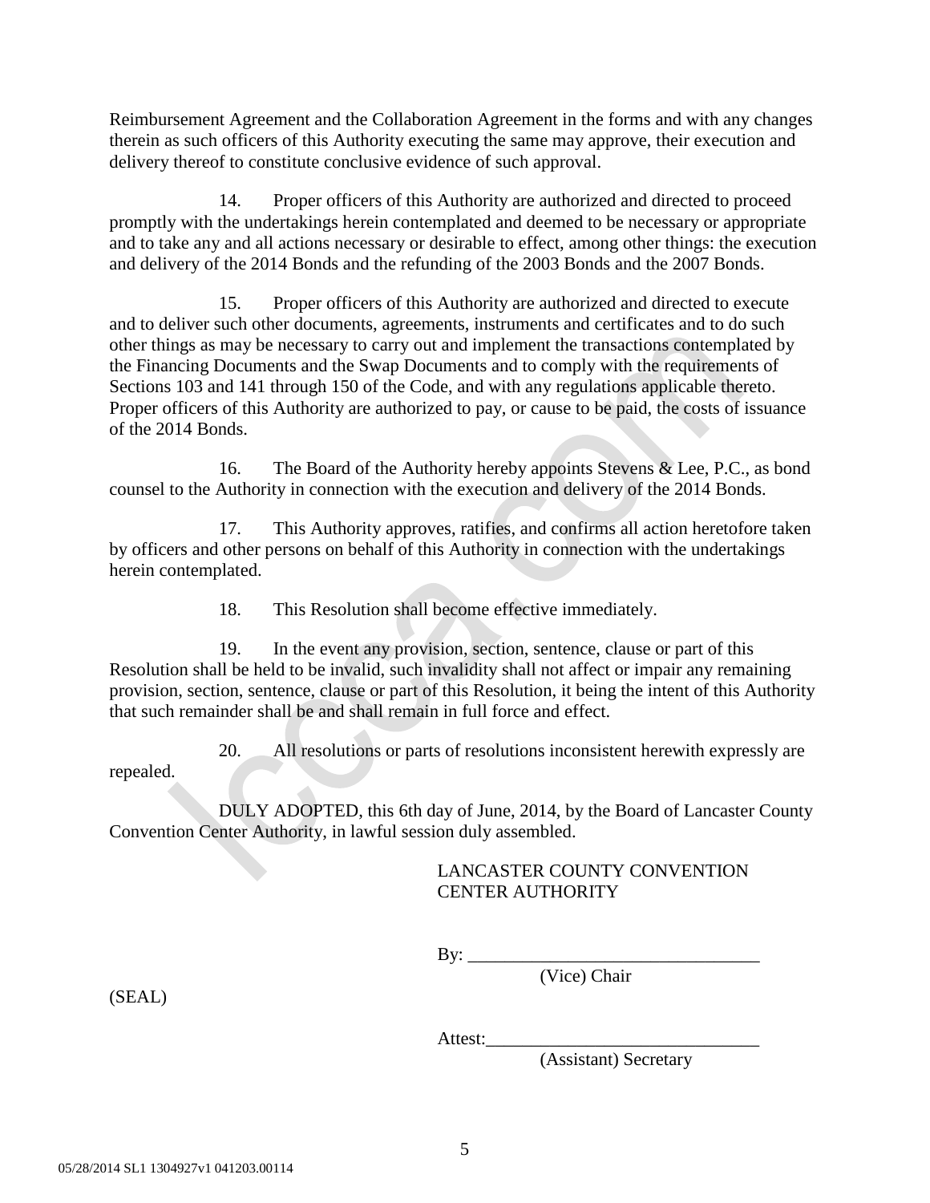Reimbursement Agreement and the Collaboration Agreement in the forms and with any changes therein as such officers of this Authority executing the same may approve, their execution and delivery thereof to constitute conclusive evidence of such approval.

14. Proper officers of this Authority are authorized and directed to proceed promptly with the undertakings herein contemplated and deemed to be necessary or appropriate and to take any and all actions necessary or desirable to effect, among other things: the execution and delivery of the 2014 Bonds and the refunding of the 2003 Bonds and the 2007 Bonds.

15. Proper officers of this Authority are authorized and directed to execute and to deliver such other documents, agreements, instruments and certificates and to do such other things as may be necessary to carry out and implement the transactions contemplated by the Financing Documents and the Swap Documents and to comply with the requirements of Sections 103 and 141 through 150 of the Code, and with any regulations applicable thereto. Proper officers of this Authority are authorized to pay, or cause to be paid, the costs of issuance of the 2014 Bonds.

16. The Board of the Authority hereby appoints Stevens & Lee, P.C., as bond counsel to the Authority in connection with the execution and delivery of the 2014 Bonds.

17. This Authority approves, ratifies, and confirms all action heretofore taken by officers and other persons on behalf of this Authority in connection with the undertakings herein contemplated.

18. This Resolution shall become effective immediately.

19. In the event any provision, section, sentence, clause or part of this Resolution shall be held to be invalid, such invalidity shall not affect or impair any remaining provision, section, sentence, clause or part of this Resolution, it being the intent of this Authority that such remainder shall be and shall remain in full force and effect.

20. All resolutions or parts of resolutions inconsistent herewith expressly are repealed.

DULY ADOPTED, this 6th day of June, 2014, by the Board of Lancaster County Convention Center Authority, in lawful session duly assembled.

LANCASTER COUNTY CONVENTION CENTER AUTHORITY

By: ________________________________
(Vice) Chair

(SEAL)

Attest:______________________________
(Assistant) Secretary

05/28/2014 SL1 1304927v1 041203.00114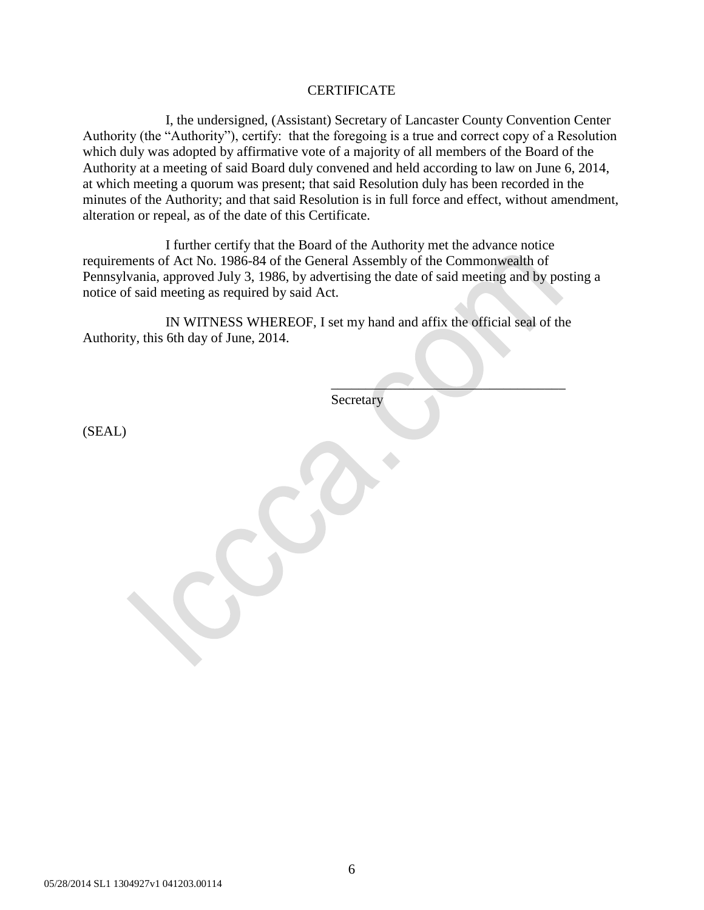# CERTIFICATE

I, the undersigned, (Assistant) Secretary of Lancaster County Convention Center Authority (the "Authority"), certify: that the foregoing is a true and correct copy of a Resolution which duly was adopted by affirmative vote of a majority of all members of the Board of the Authority at a meeting of said Board duly convened and held according to law on June 6, 2014, at which meeting a quorum was present; that said Resolution duly has been recorded in the minutes of the Authority; and that said Resolution is in full force and effect, without amendment, alteration or repeal, as of the date of this Certificate.

I further certify that the Board of the Authority met the advance notice requirements of Act No. 1986-84 of the General Assembly of the Commonwealth of Pennsylvania, approved July 3, 1986, by advertising the date of said meeting and by posting a notice of said meeting as required by said Act.

IN WITNESS WHEREOF, I set my hand and affix the official seal of the Authority, this 6th day of June, 2014.

\_\_\_\_\_\_\_\_\_\_\_\_\_\_\_\_\_\_\_\_\_\_\_\_\_\_\_\_\_\_\_\_\_\_\_

Secretary

(SEAL)

05/28/2014 SL1 1304927v1 041203.00114